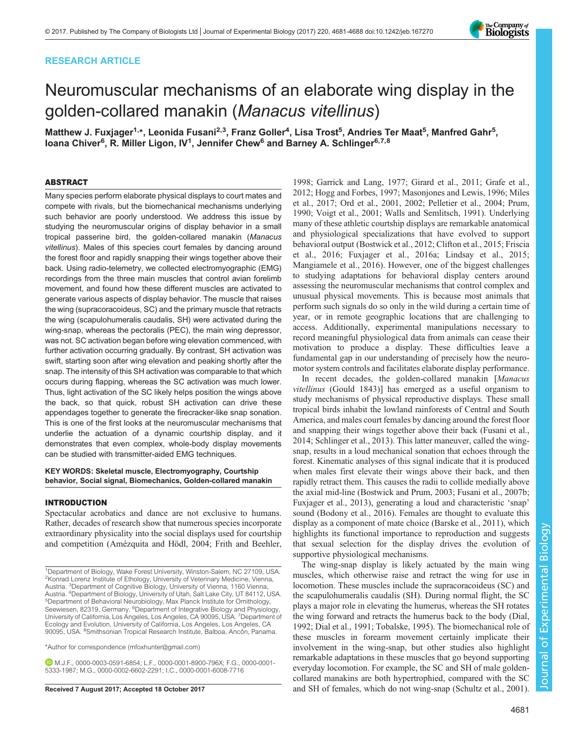RESEARCH ARTICLE

# Neuromuscular mechanisms of an elaborate wing display in the golden-collared manakin (*Manacus vitellinus*)

Matthew J. Fuxjager[1,*], Leonida Fusani[2,3], Franz Goller[4], Lisa Trost[5], Andries Ter Maat[5], Manfred Gahr[5], Ioana Chiver[6], R. Miller Ligon, IV[1], Jennifer Chew[6] and Barney A. Schlinger[6,7,8]

## ABSTRACT

Many species perform elaborate physical displays to court mates and compete with rivals, but the biomechanical mechanisms underlying such behavior are poorly understood. We address this issue by studying the neuromuscular origins of display behavior in a small tropical passerine bird, the golden-collared manakin (*Manacus vitellinus*). Males of this species court females by dancing around the forest floor and rapidly snapping their wings together above their back. Using radio-telemetry, we collected electromyographic (EMG) recordings from the three main muscles that control avian forelimb movement, and found how these different muscles are activated to generate various aspects of display behavior. The muscle that raises the wing (supracoracoideus, SC) and the primary muscle that retracts the wing (scapulohumeralis caudalis, SH) were activated during the wing-snap, whereas the pectoralis (PEC), the main wing depressor, was not. SC activation began before wing elevation commenced, with further activation occurring gradually. By contrast, SH activation was swift, starting soon after wing elevation and peaking shortly after the snap. The intensity of this SH activation was comparable to that which occurs during flapping, whereas the SC activation was much lower. Thus, light activation of the SC likely helps position the wings above the back, so that quick, robust SH activation can drive these appendages together to generate the firecracker-like snap sonation. This is one of the first looks at the neuromuscular mechanisms that underlie the actuation of a dynamic courtship display, and it demonstrates that even complex, whole-body display movements can be studied with transmitter-aided EMG techniques.

**KEY WORDS: Skeletal muscle, Electromyography, Courtship behavior, Social signal, Biomechanics, Golden-collared manakin**

## INTRODUCTION

Spectacular acrobatics and dance are not exclusive to humans. Rather, decades of research show that numerous species incorporate extraordinary physicality into the social displays used for courtship and competition (Amézquita and Hödl, 2004; Frith and Beehler, 1998; Garrick and Lang, 1977; Girard et al., 2011; Grafe et al., 2012; Hogg and Forbes, 1997; Masonjones and Lewis, 1996; Miles et al., 2017; Ord et al., 2001, 2002; Pelletier et al., 2004; Prum, 1990; Voigt et al., 2001; Walls and Semlitsch, 1991). Underlying many of these athletic courtship displays are remarkable anatomical and physiological specializations that have evolved to support behavioral output (Bostwick et al., 2012; Clifton et al., 2015; Friscia et al., 2016; Fuxjager et al., 2016a; Lindsay et al., 2015; Mangiamele et al., 2016). However, one of the biggest challenges to studying adaptations for behavioral display centers around assessing the neuromuscular mechanisms that control complex and unusual physical movements. This is because most animals that perform such signals do so only in the wild during a certain time of year, or in remote geographic locations that are challenging to access. Additionally, experimental manipulations necessary to record meaningful physiological data from animals can cease their motivation to produce a display. These difficulties leave a fundamental gap in our understanding of precisely how the neuromotor system controls and facilitates elaborate display performance.

In recent decades, the golden-collared manakin [*Manacus vitellinus* (Gould 1843)] has emerged as a useful organism to study mechanisms of physical reproductive displays. These small tropical birds inhabit the lowland rainforests of Central and South America, and males court females by dancing around the forest floor and snapping their wings together above their back (Fusani et al., 2014; Schlinger et al., 2013). This latter maneuver, called the wing-snap, results in a loud mechanical sonation that echoes through the forest. Kinematic analyses of this signal indicate that it is produced when males first elevate their wings above their back, and then rapidly retract them. This causes the radii to collide medially above the axial mid-line (Bostwick and Prum, 2003; Fusani et al., 2007b; Fuxjager et al., 2013), generating a loud and characteristic 'snap' sound (Bodony et al., 2016). Females are thought to evaluate this display as a component of mate choice (Barske et al., 2011), which highlights its functional importance to reproduction and suggests that sexual selection for the display drives the evolution of supportive physiological mechanisms.

The wing-snap display is likely actuated by the main wing muscles, which otherwise raise and retract the wing for use in locomotion. These muscles include the supracoracoideus (SC) and the scapulohumeralis caudalis (SH). During normal flight, the SC plays a major role in elevating the humerus, whereas the SH rotates the wing forward and retracts the humerus back to the body (Dial, 1992; Dial et al., 1991; Tobalske, 1995). The biomechanical role of these muscles in forearm movement certainly implicate their involvement in the wing-snap, but other studies also highlight remarkable adaptations in these muscles that go beyond supporting everyday locomotion. For example, the SC and SH of male golden-collared manakins are both hypertrophied, compared with the SC and SH of females, which do not wing-snap (Schultz et al., 2001).

[1]Department of Biology, Wake Forest University, Winston-Salem, NC 27109, USA. [2]Konrad Lorenz Institute of Ethology, University of Veterinary Medicine, Vienna, Austria. [3]Department of Cognitive Biology, University of Vienna, 1160 Vienna, Austria. [4]Department of Biology, University of Utah, Salt Lake City, UT 84112, USA. [5]Department of Behavioral Neurobiology, Max Planck Institute for Ornithology, Seewiesen, 82319, Germany. [6]Department of Integrative Biology and Physiology, University of California, Los Angeles, Los Angeles, CA 90095, USA. [7]Department of Ecology and Evolution, University of California, Los Angeles, Los Angeles, CA 90095, USA. [8]Smithsonian Tropical Research Institute, Balboa, Ancón, Panama.

*Author for correspondence (mfoxhunter@gmail.com)

M.J.F., 0000-0003-0591-6854; L.F., 0000-0001-8900-796X; F.G., 0000-0001-5333-1987; M.G., 0000-0002-6602-2291; I.C., 0000-0001-6008-7716

Received 7 August 2017; Accepted 18 October 2017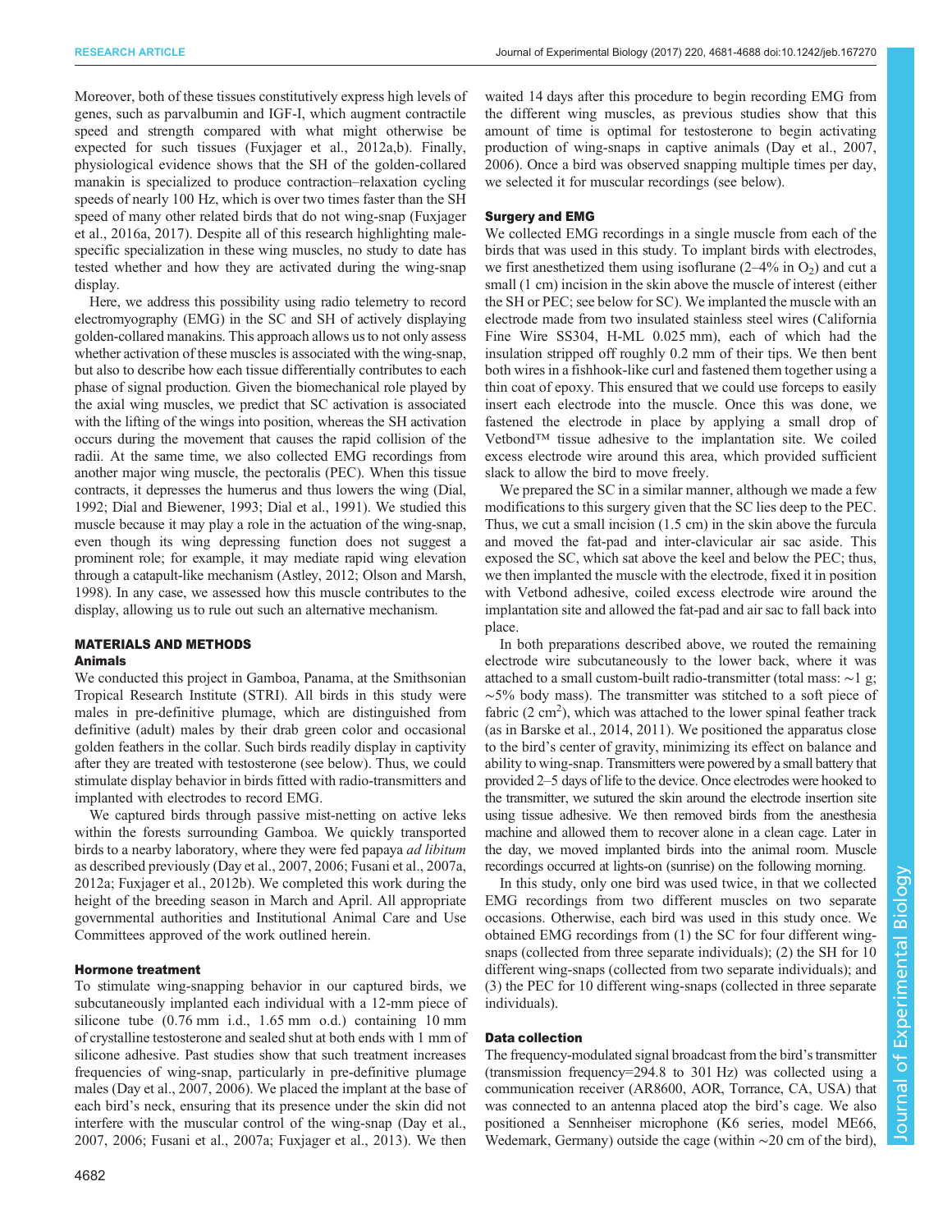Moreover, both of these tissues constitutively express high levels of genes, such as parvalbumin and IGF-I, which augment contractile speed and strength compared with what might otherwise be expected for such tissues (Fuxjager et al., 2012a,b). Finally, physiological evidence shows that the SH of the golden-collared manakin is specialized to produce contraction–relaxation cycling speeds of nearly 100 Hz, which is over two times faster than the SH speed of many other related birds that do not wing-snap (Fuxjager et al., 2016a, 2017). Despite all of this research highlighting male-specific specialization in these wing muscles, no study to date has tested whether and how they are activated during the wing-snap display.

Here, we address this possibility using radio telemetry to record electromyography (EMG) in the SC and SH of actively displaying golden-collared manakins. This approach allows us to not only assess whether activation of these muscles is associated with the wing-snap, but also to describe how each tissue differentially contributes to each phase of signal production. Given the biomechanical role played by the axial wing muscles, we predict that SC activation is associated with the lifting of the wings into position, whereas the SH activation occurs during the movement that causes the rapid collision of the radii. At the same time, we also collected EMG recordings from another major wing muscle, the pectoralis (PEC). When this tissue contracts, it depresses the humerus and thus lowers the wing (Dial, 1992; Dial and Biewener, 1993; Dial et al., 1991). We studied this muscle because it may play a role in the actuation of the wing-snap, even though its wing depressing function does not suggest a prominent role; for example, it may mediate rapid wing elevation through a catapult-like mechanism (Astley, 2012; Olson and Marsh, 1998). In any case, we assessed how this muscle contributes to the display, allowing us to rule out such an alternative mechanism.

## MATERIALS AND METHODS

### Animals

We conducted this project in Gamboa, Panama, at the Smithsonian Tropical Research Institute (STRI). All birds in this study were males in pre-definitive plumage, which are distinguished from definitive (adult) males by their drab green color and occasional golden feathers in the collar. Such birds readily display in captivity after they are treated with testosterone (see below). Thus, we could stimulate display behavior in birds fitted with radio-transmitters and implanted with electrodes to record EMG.

We captured birds through passive mist-netting on active leks within the forests surrounding Gamboa. We quickly transported birds to a nearby laboratory, where they were fed papaya *ad libitum* as described previously (Day et al., 2007, 2006; Fusani et al., 2007a, 2012a; Fuxjager et al., 2012b). We completed this work during the height of the breeding season in March and April. All appropriate governmental authorities and Institutional Animal Care and Use Committees approved of the work outlined herein.

### Hormone treatment

To stimulate wing-snapping behavior in our captured birds, we subcutaneously implanted each individual with a 12-mm piece of silicone tube (0.76 mm i.d., 1.65 mm o.d.) containing 10 mm of crystalline testosterone and sealed shut at both ends with 1 mm of silicone adhesive. Past studies show that such treatment increases frequencies of wing-snap, particularly in pre-definitive plumage males (Day et al., 2007, 2006). We placed the implant at the base of each bird's neck, ensuring that its presence under the skin did not interfere with the muscular control of the wing-snap (Day et al., 2007, 2006; Fusani et al., 2007a; Fuxjager et al., 2013). We then waited 14 days after this procedure to begin recording EMG from the different wing muscles, as previous studies show that this amount of time is optimal for testosterone to begin activating production of wing-snaps in captive animals (Day et al., 2007, 2006). Once a bird was observed snapping multiple times per day, we selected it for muscular recordings (see below).

### Surgery and EMG

We collected EMG recordings in a single muscle from each of the birds that was used in this study. To implant birds with electrodes, we first anesthetized them using isoflurane (2–4% in $O_2$) and cut a small (1 cm) incision in the skin above the muscle of interest (either the SH or PEC; see below for SC). We implanted the muscle with an electrode made from two insulated stainless steel wires (California Fine Wire SS304, H-ML 0.025 mm), each of which had the insulation stripped off roughly 0.2 mm of their tips. We then bent both wires in a fishhook-like curl and fastened them together using a thin coat of epoxy. This ensured that we could use forceps to easily insert each electrode into the muscle. Once this was done, we fastened the electrode in place by applying a small drop of Vetbond™ tissue adhesive to the implantation site. We coiled excess electrode wire around this area, which provided sufficient slack to allow the bird to move freely.

We prepared the SC in a similar manner, although we made a few modifications to this surgery given that the SC lies deep to the PEC. Thus, we cut a small incision (1.5 cm) in the skin above the furcula and moved the fat-pad and inter-clavicular air sac aside. This exposed the SC, which sat above the keel and below the PEC; thus, we then implanted the muscle with the electrode, fixed it in position with Vetbond adhesive, coiled excess electrode wire around the implantation site and allowed the fat-pad and air sac to fall back into place.

In both preparations described above, we routed the remaining electrode wire subcutaneously to the lower back, where it was attached to a small custom-built radio-transmitter (total mass: ~1 g; ~5% body mass). The transmitter was stitched to a soft piece of fabric (2 $cm^2$), which was attached to the lower spinal feather track (as in Barske et al., 2014, 2011). We positioned the apparatus close to the bird's center of gravity, minimizing its effect on balance and ability to wing-snap. Transmitters were powered by a small battery that provided 2–5 days of life to the device. Once electrodes were hooked to the transmitter, we sutured the skin around the electrode insertion site using tissue adhesive. We then removed birds from the anesthesia machine and allowed them to recover alone in a clean cage. Later in the day, we moved implanted birds into the animal room. Muscle recordings occurred at lights-on (sunrise) on the following morning.

In this study, only one bird was used twice, in that we collected EMG recordings from two different muscles on two separate occasions. Otherwise, each bird was used in this study once. We obtained EMG recordings from (1) the SC for four different wing-snaps (collected from three separate individuals); (2) the SH for 10 different wing-snaps (collected from two separate individuals); and (3) the PEC for 10 different wing-snaps (collected in three separate individuals).

### Data collection

The frequency-modulated signal broadcast from the bird's transmitter (transmission frequency=294.8 to 301 Hz) was collected using a communication receiver (AR8600, AOR, Torrance, CA, USA) that was connected to an antenna placed atop the bird's cage. We also positioned a Sennheiser microphone (K6 series, model ME66, Wedemark, Germany) outside the cage (within ~20 cm of the bird),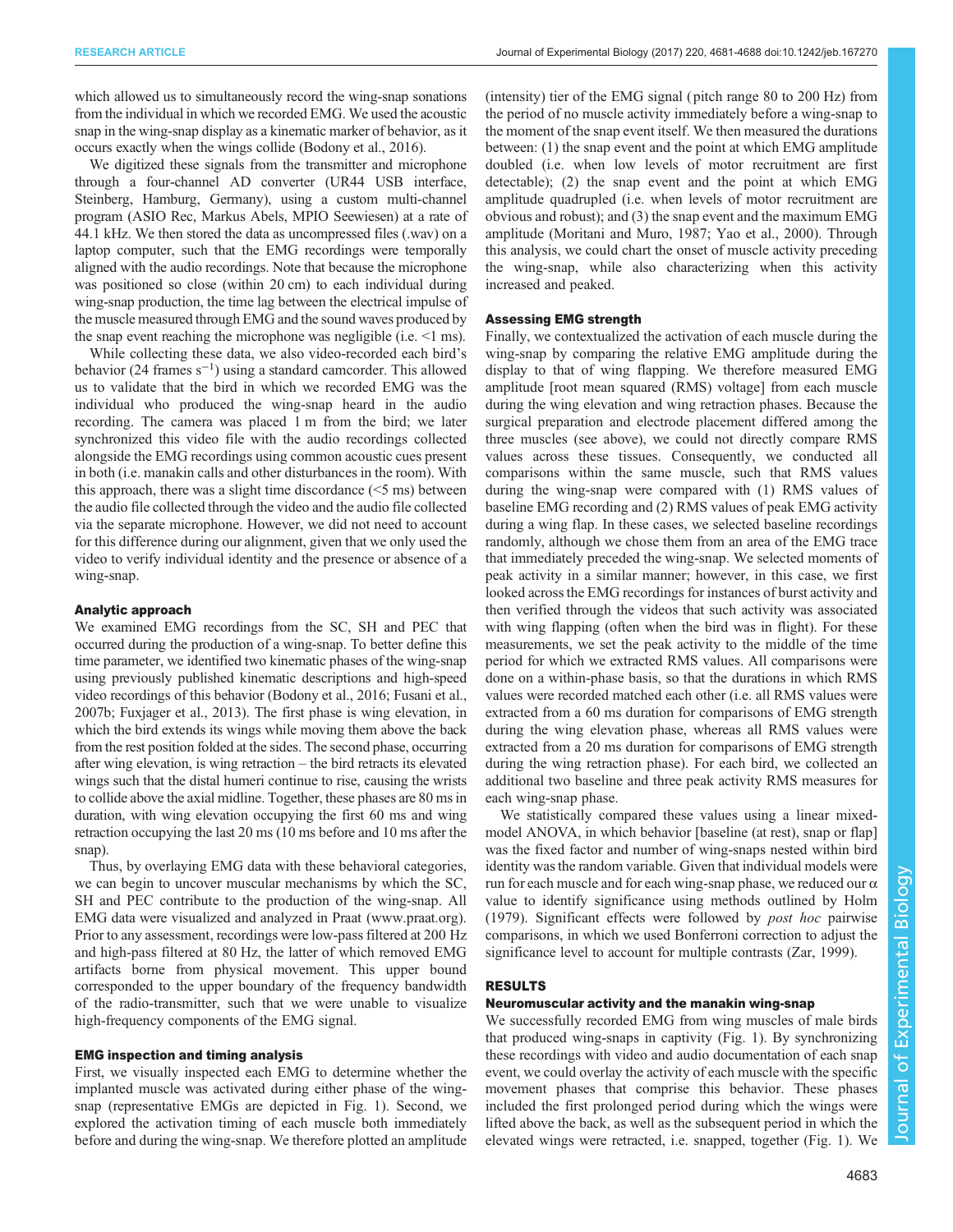which allowed us to simultaneously record the wing-snap sonations from the individual in which we recorded EMG. We used the acoustic snap in the wing-snap display as a kinematic marker of behavior, as it occurs exactly when the wings collide (Bodony et al., 2016).

We digitized these signals from the transmitter and microphone through a four-channel AD converter (UR44 USB interface, Steinberg, Hamburg, Germany), using a custom multi-channel program (ASIO Rec, Markus Abels, MPIO Seewiesen) at a rate of 44.1 kHz. We then stored the data as uncompressed files (.wav) on a laptop computer, such that the EMG recordings were temporally aligned with the audio recordings. Note that because the microphone was positioned so close (within 20 cm) to each individual during wing-snap production, the time lag between the electrical impulse of the muscle measured through EMG and the sound waves produced by the snap event reaching the microphone was negligible (i.e. <1 ms).

While collecting these data, we also video-recorded each bird's behavior (24 frames $s^{-1}$) using a standard camcorder. This allowed us to validate that the bird in which we recorded EMG was the individual who produced the wing-snap heard in the audio recording. The camera was placed 1 m from the bird; we later synchronized this video file with the audio recordings collected alongside the EMG recordings using common acoustic cues present in both (i.e. manakin calls and other disturbances in the room). With this approach, there was a slight time discordance (<5 ms) between the audio file collected through the video and the audio file collected via the separate microphone. However, we did not need to account for this difference during our alignment, given that we only used the video to verify individual identity and the presence or absence of a wing-snap.

### Analytic approach

We examined EMG recordings from the SC, SH and PEC that occurred during the production of a wing-snap. To better define this time parameter, we identified two kinematic phases of the wing-snap using previously published kinematic descriptions and high-speed video recordings of this behavior (Bodony et al., 2016; Fusani et al., 2007b; Fuxjager et al., 2013). The first phase is wing elevation, in which the bird extends its wings while moving them above the back from the rest position folded at the sides. The second phase, occurring after wing elevation, is wing retraction – the bird retracts its elevated wings such that the distal humeri continue to rise, causing the wrists to collide above the axial midline. Together, these phases are 80 ms in duration, with wing elevation occupying the first 60 ms and wing retraction occupying the last 20 ms (10 ms before and 10 ms after the snap).

Thus, by overlaying EMG data with these behavioral categories, we can begin to uncover muscular mechanisms by which the SC, SH and PEC contribute to the production of the wing-snap. All EMG data were visualized and analyzed in Praat (www.praat.org). Prior to any assessment, recordings were low-pass filtered at 200 Hz and high-pass filtered at 80 Hz, the latter of which removed EMG artifacts borne from physical movement. This upper bound corresponded to the upper boundary of the frequency bandwidth of the radio-transmitter, such that we were unable to visualize high-frequency components of the EMG signal.

### EMG inspection and timing analysis

First, we visually inspected each EMG to determine whether the implanted muscle was activated during either phase of the wing-snap (representative EMGs are depicted in Fig. 1). Second, we explored the activation timing of each muscle both immediately before and during the wing-snap. We therefore plotted an amplitude (intensity) tier of the EMG signal (pitch range 80 to 200 Hz) from the period of no muscle activity immediately before a wing-snap to the moment of the snap event itself. We then measured the durations between: (1) the snap event and the point at which EMG amplitude doubled (i.e. when low levels of motor recruitment are first detectable); (2) the snap event and the point at which EMG amplitude quadrupled (i.e. when levels of motor recruitment are obvious and robust); and (3) the snap event and the maximum EMG amplitude (Moritani and Muro, 1987; Yao et al., 2000). Through this analysis, we could chart the onset of muscle activity preceding the wing-snap, while also characterizing when this activity increased and peaked.

### Assessing EMG strength

Finally, we contextualized the activation of each muscle during the wing-snap by comparing the relative EMG amplitude during the display to that of wing flapping. We therefore measured EMG amplitude [root mean squared (RMS) voltage] from each muscle during the wing elevation and wing retraction phases. Because the surgical preparation and electrode placement differed among the three muscles (see above), we could not directly compare RMS values across these tissues. Consequently, we conducted all comparisons within the same muscle, such that RMS values during the wing-snap were compared with (1) RMS values of baseline EMG recording and (2) RMS values of peak EMG activity during a wing flap. In these cases, we selected baseline recordings randomly, although we chose them from an area of the EMG trace that immediately preceded the wing-snap. We selected moments of peak activity in a similar manner; however, in this case, we first looked across the EMG recordings for instances of burst activity and then verified through the videos that such activity was associated with wing flapping (often when the bird was in flight). For these measurements, we set the peak activity to the middle of the time period for which we extracted RMS values. All comparisons were done on a within-phase basis, so that the durations in which RMS values were recorded matched each other (i.e. all RMS values were extracted from a 60 ms duration for comparisons of EMG strength during the wing elevation phase, whereas all RMS values were extracted from a 20 ms duration for comparisons of EMG strength during the wing retraction phase). For each bird, we collected an additional two baseline and three peak activity RMS measures for each wing-snap phase.

We statistically compared these values using a linear mixed-model ANOVA, in which behavior [baseline (at rest), snap or flap] was the fixed factor and number of wing-snaps nested within bird identity was the random variable. Given that individual models were run for each muscle and for each wing-snap phase, we reduced our $\alpha$ value to identify significance using methods outlined by Holm (1979). Significant effects were followed by *post hoc* pairwise comparisons, in which we used Bonferroni correction to adjust the significance level to account for multiple contrasts (Zar, 1999).

## RESULTS

### Neuromuscular activity and the manakin wing-snap

We successfully recorded EMG from wing muscles of male birds that produced wing-snaps in captivity (Fig. 1). By synchronizing these recordings with video and audio documentation of each snap event, we could overlay the activity of each muscle with the specific movement phases that comprise this behavior. These phases included the first prolonged period during which the wings were lifted above the back, as well as the subsequent period in which the elevated wings were retracted, i.e. snapped, together (Fig. 1). We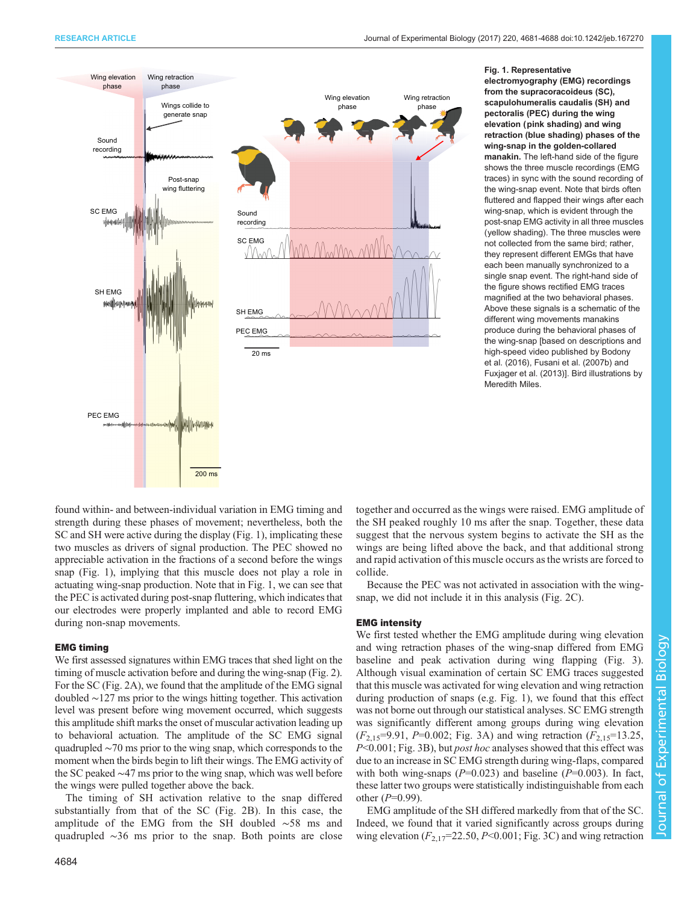**Fig. 1. Representative electromyography (EMG) recordings from the supracoracoideus (SC), scapulohumeralis caudalis (SH) and pectoralis (PEC) during the wing elevation (pink shading) and wing retraction (blue shading) phases of the wing-snap in the golden-collared manakin.** The left-hand side of the figure shows the three muscle recordings (EMG traces) in sync with the sound recording of the wing-snap event. Note that birds often fluttered and flapped their wings after each wing-snap, which is evident through the post-snap EMG activity in all three muscles (yellow shading). The three muscles were not collected from the same bird; rather, they represent different EMGs that have each been manually synchronized to a single snap event. The right-hand side of the figure shows rectified EMG traces magnified at the two behavioral phases. Above these signals is a schematic of the different wing movements manakins produce during the behavioral phases of the wing-snap [based on descriptions and high-speed video published by Bodony et al. (2016), Fusani et al. (2007b) and Fuxjager et al. (2013)]. Bird illustrations by Meredith Miles.

found within- and between-individual variation in EMG timing and strength during these phases of movement; nevertheless, both the SC and SH were active during the display (Fig. 1), implicating these two muscles as drivers of signal production. The PEC showed no appreciable activation in the fractions of a second before the wings snap (Fig. 1), implying that this muscle does not play a role in actuating wing-snap production. Note that in Fig. 1, we can see that the PEC is activated during post-snap fluttering, which indicates that our electrodes were properly implanted and able to record EMG during non-snap movements.

### EMG timing

We first assessed signatures within EMG traces that shed light on the timing of muscle activation before and during the wing-snap (Fig. 2). For the SC (Fig. 2A), we found that the amplitude of the EMG signal doubled ∼127 ms prior to the wings hitting together. This activation level was present before wing movement occurred, which suggests this amplitude shift marks the onset of muscular activation leading up to behavioral actuation. The amplitude of the SC EMG signal quadrupled ∼70 ms prior to the wing snap, which corresponds to the moment when the birds begin to lift their wings. The EMG activity of the SC peaked ∼47 ms prior to the wing snap, which was well before the wings were pulled together above the back.

The timing of SH activation relative to the snap differed substantially from that of the SC (Fig. 2B). In this case, the amplitude of the EMG from the SH doubled ∼58 ms and quadrupled ∼36 ms prior to the snap. Both points are close together and occurred as the wings were raised. EMG amplitude of the SH peaked roughly 10 ms after the snap. Together, these data suggest that the nervous system begins to activate the SH as the wings are being lifted above the back, and that additional strong and rapid activation of this muscle occurs as the wrists are forced to collide.

Because the PEC was not activated in association with the wing-snap, we did not include it in this analysis (Fig. 2C).

### EMG intensity

We first tested whether the EMG amplitude during wing elevation and wing retraction phases of the wing-snap differed from EMG baseline and peak activation during wing flapping (Fig. 3). Although visual examination of certain SC EMG traces suggested that this muscle was activated for wing elevation and wing retraction during production of snaps (e.g. Fig. 1), we found that this effect was not borne out through our statistical analyses. SC EMG strength was significantly different among groups during wing elevation ($F_{2,15}$=9.91, $P$=0.002; Fig. 3A) and wing retraction ($F_{2,15}$=13.25, $P$<0.001; Fig. 3B), but *post hoc* analyses showed that this effect was due to an increase in SC EMG strength during wing-flaps, compared with both wing-snaps ($P$=0.023) and baseline ($P$=0.003). In fact, these latter two groups were statistically indistinguishable from each other ($P$=0.99).

EMG amplitude of the SH differed markedly from that of the SC. Indeed, we found that it varied significantly across groups during wing elevation ($F_{2,17}$=22.50, $P$<0.001; Fig. 3C) and wing retraction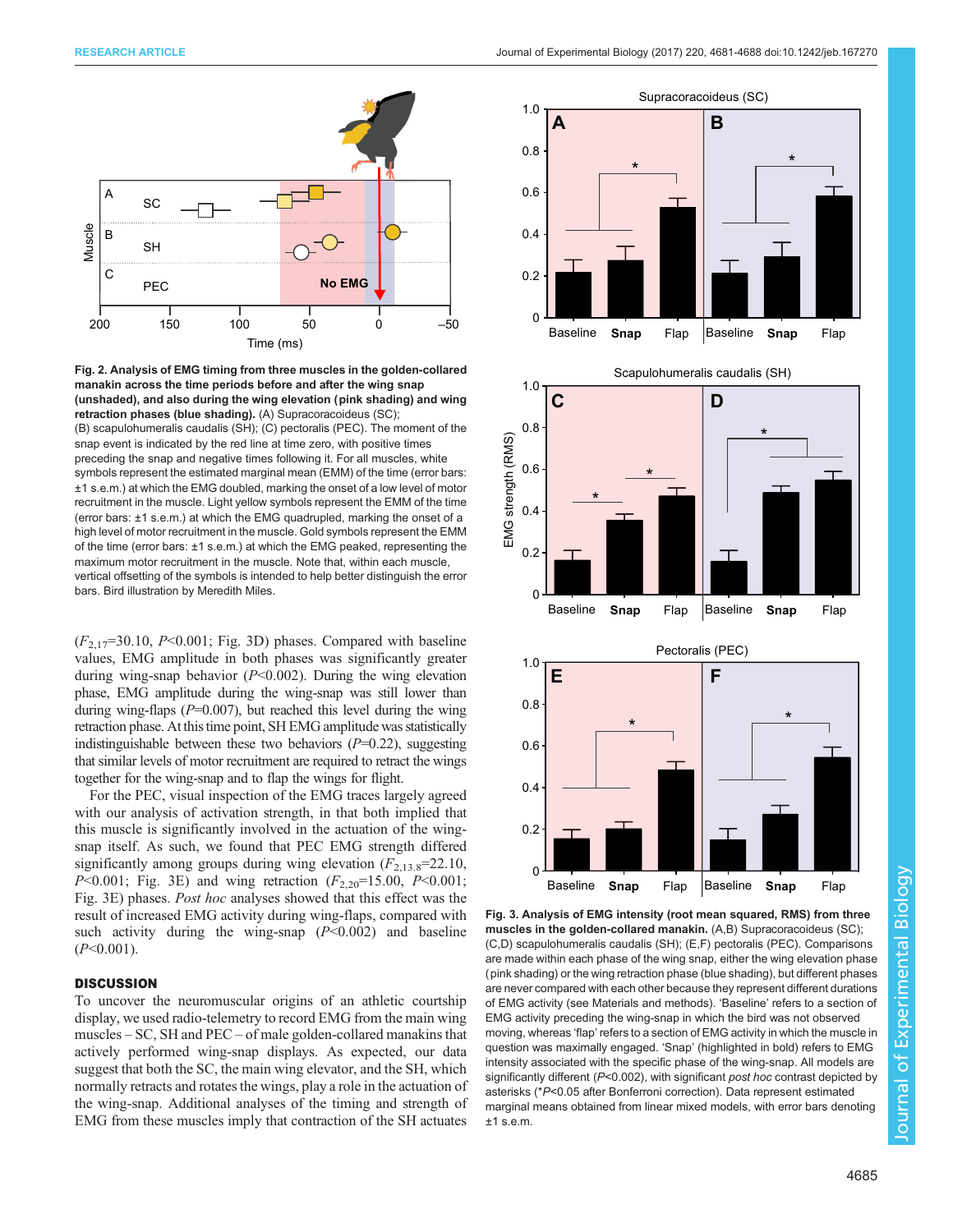**Fig. 2. Analysis of EMG timing from three muscles in the golden-collared manakin across the time periods before and after the wing snap (unshaded), and also during the wing elevation (pink shading) and wing retraction phases (blue shading).** (A) Supracoracoideus (SC); (B) scapulohumeralis caudalis (SH); (C) pectoralis (PEC). The moment of the snap event is indicated by the red line at time zero, with positive times preceding the snap and negative times following it. For all muscles, white symbols represent the estimated marginal mean (EMM) of the time (error bars: ±1 s.e.m.) at which the EMG doubled, marking the onset of a low level of motor recruitment in the muscle. Light yellow symbols represent the EMM of the time (error bars: ±1 s.e.m.) at which the EMG quadrupled, marking the onset of a high level of motor recruitment in the muscle. Gold symbols represent the EMM of the time (error bars: ±1 s.e.m.) at which the EMG peaked, representing the maximum motor recruitment in the muscle. Note that, within each muscle, vertical offsetting of the symbols is intended to help better distinguish the error bars. Bird illustration by Meredith Miles.

($F_{2,17}$=30.10, $P$<0.001; Fig. 3D) phases. Compared with baseline values, EMG amplitude in both phases was significantly greater during wing-snap behavior ($P$<0.002). During the wing elevation phase, EMG amplitude during the wing-snap was still lower than during wing-flaps ($P$=0.007), but reached this level during the wing retraction phase. At this time point, SH EMG amplitude was statistically indistinguishable between these two behaviors ($P$=0.22), suggesting that similar levels of motor recruitment are required to retract the wings together for the wing-snap and to flap the wings for flight.

For the PEC, visual inspection of the EMG traces largely agreed with our analysis of activation strength, in that both implied that this muscle is significantly involved in the actuation of the wing-snap itself. As such, we found that PEC EMG strength differed significantly among groups during wing elevation ($F_{2,13.8}$=22.10, $P$<0.001; Fig. 3E) and wing retraction ($F_{2,20}$=15.00, $P$<0.001; Fig. 3E) phases. *Post hoc* analyses showed that this effect was the result of increased EMG activity during wing-flaps, compared with such activity during the wing-snap ($P$<0.002) and baseline ($P$<0.001).

## DISCUSSION

To uncover the neuromuscular origins of an athletic courtship display, we used radio-telemetry to record EMG from the main wing muscles – SC, SH and PEC – of male golden-collared manakins that actively performed wing-snap displays. As expected, our data suggest that both the SC, the main wing elevator, and the SH, which normally retracts and rotates the wings, play a role in the actuation of the wing-snap. Additional analyses of the timing and strength of EMG from these muscles imply that contraction of the SH actuates

**Fig. 3. Analysis of EMG intensity (root mean squared, RMS) from three muscles in the golden-collared manakin.** (A,B) Supracoracoideus (SC); (C,D) scapulohumeralis caudalis (SH); (E,F) pectoralis (PEC). Comparisons are made within each phase of the wing snap, either the wing elevation phase (pink shading) or the wing retraction phase (blue shading), but different phases are never compared with each other because they represent different durations of EMG activity (see Materials and methods). 'Baseline' refers to a section of EMG activity preceding the wing-snap in which the bird was not observed moving, whereas 'flap' refers to a section of EMG activity in which the muscle in question was maximally engaged. 'Snap' (highlighted in bold) refers to EMG intensity associated with the specific phase of the wing-snap. All models are significantly different ($P$<0.002), with significant *post hoc* contrast depicted by asterisks (*$P$<0.05 after Bonferroni correction). Data represent estimated marginal means obtained from linear mixed models, with error bars denoting ±1 s.e.m.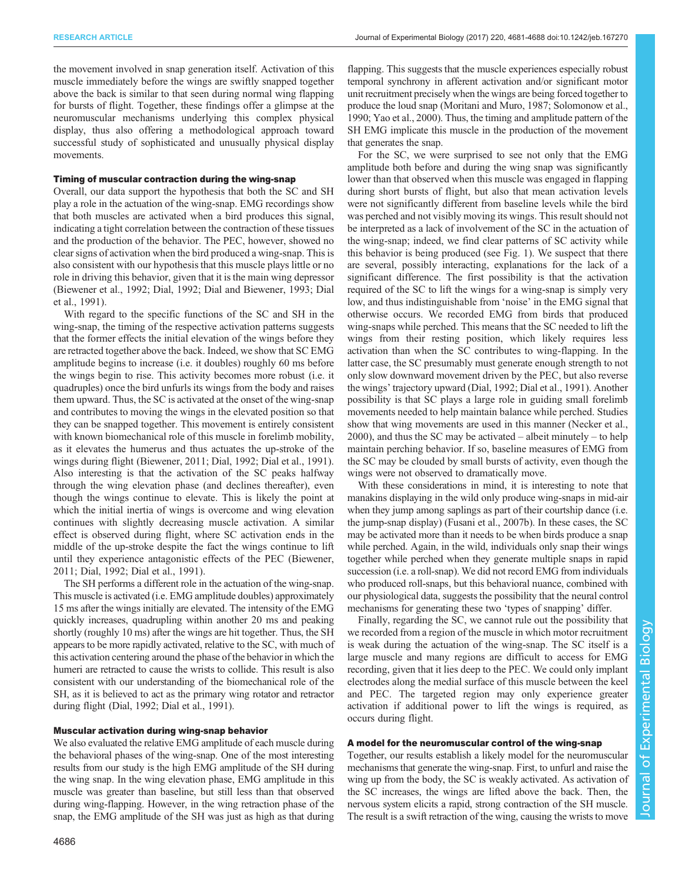the movement involved in snap generation itself. Activation of this muscle immediately before the wings are swiftly snapped together above the back is similar to that seen during normal wing flapping for bursts of flight. Together, these findings offer a glimpse at the neuromuscular mechanisms underlying this complex physical display, thus also offering a methodological approach toward successful study of sophisticated and unusually physical display movements.

### Timing of muscular contraction during the wing-snap

Overall, our data support the hypothesis that both the SC and SH play a role in the actuation of the wing-snap. EMG recordings show that both muscles are activated when a bird produces this signal, indicating a tight correlation between the contraction of these tissues and the production of the behavior. The PEC, however, showed no clear signs of activation when the bird produced a wing-snap. This is also consistent with our hypothesis that this muscle plays little or no role in driving this behavior, given that it is the main wing depressor (Biewener et al., 1992; Dial, 1992; Dial and Biewener, 1993; Dial et al., 1991).

With regard to the specific functions of the SC and SH in the wing-snap, the timing of the respective activation patterns suggests that the former effects the initial elevation of the wings before they are retracted together above the back. Indeed, we show that SC EMG amplitude begins to increase (i.e. it doubles) roughly 60 ms before the wings begin to rise. This activity becomes more robust (i.e. it quadruples) once the bird unfurls its wings from the body and raises them upward. Thus, the SC is activated at the onset of the wing-snap and contributes to moving the wings in the elevated position so that they can be snapped together. This movement is entirely consistent with known biomechanical role of this muscle in forelimb mobility, as it elevates the humerus and thus actuates the up-stroke of the wings during flight (Biewener, 2011; Dial, 1992; Dial et al., 1991). Also interesting is that the activation of the SC peaks halfway through the wing elevation phase (and declines thereafter), even though the wings continue to elevate. This is likely the point at which the initial inertia of wings is overcome and wing elevation continues with slightly decreasing muscle activation. A similar effect is observed during flight, where SC activation ends in the middle of the up-stroke despite the fact the wings continue to lift until they experience antagonistic effects of the PEC (Biewener, 2011; Dial, 1992; Dial et al., 1991).

The SH performs a different role in the actuation of the wing-snap. This muscle is activated (i.e. EMG amplitude doubles) approximately 15 ms after the wings initially are elevated. The intensity of the EMG quickly increases, quadrupling within another 20 ms and peaking shortly (roughly 10 ms) after the wings are hit together. Thus, the SH appears to be more rapidly activated, relative to the SC, with much of this activation centering around the phase of the behavior in which the humeri are retracted to cause the wrists to collide. This result is also consistent with our understanding of the biomechanical role of the SH, as it is believed to act as the primary wing rotator and retractor during flight (Dial, 1992; Dial et al., 1991).

### Muscular activation during wing-snap behavior

We also evaluated the relative EMG amplitude of each muscle during the behavioral phases of the wing-snap. One of the most interesting results from our study is the high EMG amplitude of the SH during the wing snap. In the wing elevation phase, EMG amplitude in this muscle was greater than baseline, but still less than that observed during wing-flapping. However, in the wing retraction phase of the snap, the EMG amplitude of the SH was just as high as that during flapping. This suggests that the muscle experiences especially robust temporal synchrony in afferent activation and/or significant motor unit recruitment precisely when the wings are being forced together to produce the loud snap (Moritani and Muro, 1987; Solomonow et al., 1990; Yao et al., 2000). Thus, the timing and amplitude pattern of the SH EMG implicate this muscle in the production of the movement that generates the snap.

For the SC, we were surprised to see not only that the EMG amplitude both before and during the wing snap was significantly lower than that observed when this muscle was engaged in flapping during short bursts of flight, but also that mean activation levels were not significantly different from baseline levels while the bird was perched and not visibly moving its wings. This result should not be interpreted as a lack of involvement of the SC in the actuation of the wing-snap; indeed, we find clear patterns of SC activity while this behavior is being produced (see Fig. 1). We suspect that there are several, possibly interacting, explanations for the lack of a significant difference. The first possibility is that the activation required of the SC to lift the wings for a wing-snap is simply very low, and thus indistinguishable from 'noise' in the EMG signal that otherwise occurs. We recorded EMG from birds that produced wing-snaps while perched. This means that the SC needed to lift the wings from their resting position, which likely requires less activation than when the SC contributes to wing-flapping. In the latter case, the SC presumably must generate enough strength to not only slow downward movement driven by the PEC, but also reverse the wings' trajectory upward (Dial, 1992; Dial et al., 1991). Another possibility is that SC plays a large role in guiding small forelimb movements needed to help maintain balance while perched. Studies show that wing movements are used in this manner (Necker et al., 2000), and thus the SC may be activated – albeit minutely – to help maintain perching behavior. If so, baseline measures of EMG from the SC may be clouded by small bursts of activity, even though the wings were not observed to dramatically move.

With these considerations in mind, it is interesting to note that manakins displaying in the wild only produce wing-snaps in mid-air when they jump among saplings as part of their courtship dance (i.e. the jump-snap display) (Fusani et al., 2007b). In these cases, the SC may be activated more than it needs to be when birds produce a snap while perched. Again, in the wild, individuals only snap their wings together while perched when they generate multiple snaps in rapid succession (i.e. a roll-snap). We did not record EMG from individuals who produced roll-snaps, but this behavioral nuance, combined with our physiological data, suggests the possibility that the neural control mechanisms for generating these two 'types of snapping' differ.

Finally, regarding the SC, we cannot rule out the possibility that we recorded from a region of the muscle in which motor recruitment is weak during the actuation of the wing-snap. The SC itself is a large muscle and many regions are difficult to access for EMG recording, given that it lies deep to the PEC. We could only implant electrodes along the medial surface of this muscle between the keel and PEC. The targeted region may only experience greater activation if additional power to lift the wings is required, as occurs during flight.

### A model for the neuromuscular control of the wing-snap

Together, our results establish a likely model for the neuromuscular mechanisms that generate the wing-snap. First, to unfurl and raise the wing up from the body, the SC is weakly activated. As activation of the SC increases, the wings are lifted above the back. Then, the nervous system elicits a rapid, strong contraction of the SH muscle. The result is a swift retraction of the wing, causing the wrists to move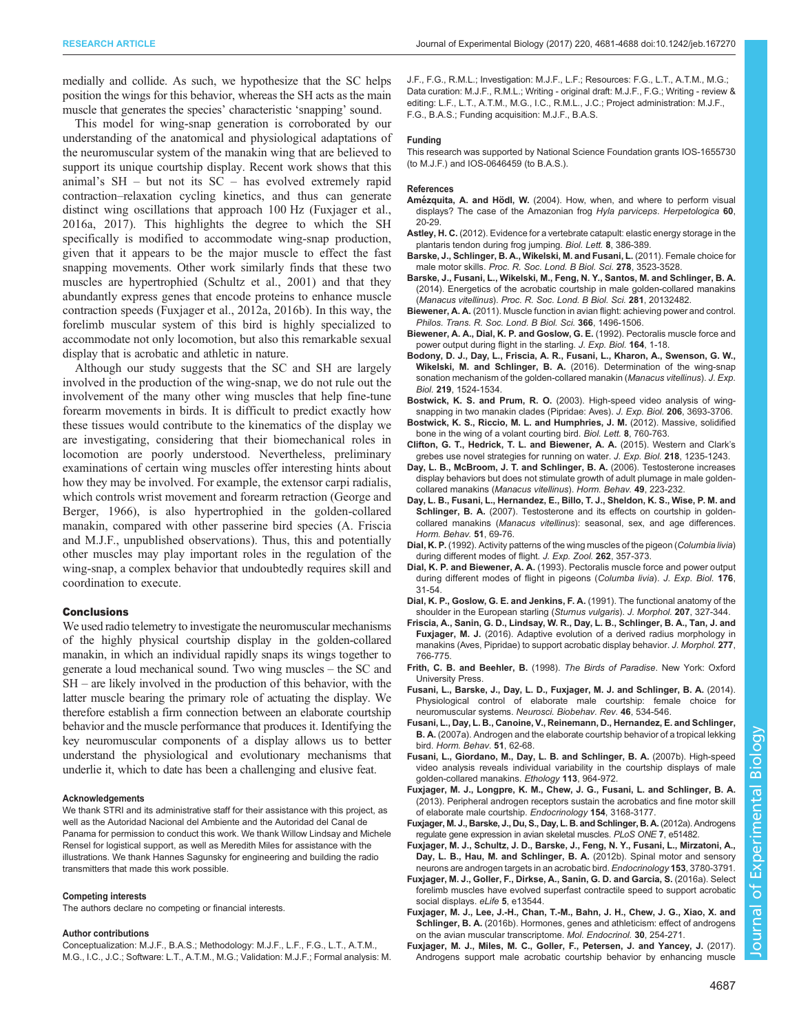medially and collide. As such, we hypothesize that the SC helps position the wings for this behavior, whereas the SH acts as the main muscle that generates the species' characteristic 'snapping' sound.

This model for wing-snap generation is corroborated by our understanding of the anatomical and physiological adaptations of the neuromuscular system of the manakin wing that are believed to support its unique courtship display. Recent work shows that this animal's SH – but not its SC – has evolved extremely rapid contraction–relaxation cycling kinetics, and thus can generate distinct wing oscillations that approach 100 Hz (Fuxjager et al., 2016a, 2017). This highlights the degree to which the SH specifically is modified to accommodate wing-snap production, given that it appears to be the major muscle to effect the fast snapping movements. Other work similarly finds that these two muscles are hypertrophied (Schultz et al., 2001) and that they abundantly express genes that encode proteins to enhance muscle contraction speeds (Fuxjager et al., 2012a, 2016b). In this way, the forelimb muscular system of this bird is highly specialized to accommodate not only locomotion, but also this remarkable sexual display that is acrobatic and athletic in nature.

Although our study suggests that the SC and SH are largely involved in the production of the wing-snap, we do not rule out the involvement of the many other wing muscles that help fine-tune forearm movements in birds. It is difficult to predict exactly how these tissues would contribute to the kinematics of the display we are investigating, considering that their biomechanical roles in locomotion are poorly understood. Nevertheless, preliminary examinations of certain wing muscles offer interesting hints about how they may be involved. For example, the extensor carpi radialis, which controls wrist movement and forearm retraction (George and Berger, 1966), is also hypertrophied in the golden-collared manakin, compared with other passerine bird species (A. Friscia and M.J.F., unpublished observations). Thus, this and potentially other muscles may play important roles in the regulation of the wing-snap, a complex behavior that undoubtedly requires skill and coordination to execute.

## Conclusions

We used radio telemetry to investigate the neuromuscular mechanisms of the highly physical courtship display in the golden-collared manakin, in which an individual rapidly snaps its wings together to generate a loud mechanical sound. Two wing muscles – the SC and SH – are likely involved in the production of this behavior, with the latter muscle bearing the primary role of actuating the display. We therefore establish a firm connection between an elaborate courtship behavior and the muscle performance that produces it. Identifying the key neuromuscular components of a display allows us to better understand the physiological and evolutionary mechanisms that underlie it, which to date has been a challenging and elusive feat.

#### Acknowledgements

We thank STRI and its administrative staff for their assistance with this project, as well as the Autoridad Nacional del Ambiente and the Autoridad del Canal de Panama for permission to conduct this work. We thank Willow Lindsay and Michele Rensel for logistical support, as well as Meredith Miles for assistance with the illustrations. We thank Hannes Sagunsky for engineering and building the radio transmitters that made this work possible.

#### Competing interests

The authors declare no competing or financial interests.

#### Author contributions

Conceptualization: M.J.F., B.A.S.; Methodology: M.J.F., L.F., F.G., L.T., A.T.M., M.G., I.C., J.C.; Software: L.T., A.T.M., M.G.; Validation: M.J.F.; Formal analysis: M.J.F., F.G., R.M.L.; Investigation: M.J.F., L.F.; Resources: F.G., L.T., A.T.M., M.G.; Data curation: M.J.F., R.M.L.; Writing - original draft: M.J.F., F.G.; Writing - review & editing: L.F., L.T., A.T.M., M.G., I.C., R.M.L., J.C.; Project administration: M.J.F., F.G., B.A.S.; Funding acquisition: M.J.F., B.A.S.

#### Funding

This research was supported by National Science Foundation grants IOS-1655730 (to M.J.F.) and IOS-0646459 (to B.A.S.).

#### References

**Amézquita, A. and Hödl, W.** (2004). How, when, and where to perform visual displays? The case of the Amazonian frog *Hyla parviceps*. *Herpetologica* **60**, 20-29.

**Astley, H. C.** (2012). Evidence for a vertebrate catapult: elastic energy storage in the plantaris tendon during frog jumping. *Biol. Lett.* **8**, 386-389.

**Barske, J., Schlinger, B. A., Wikelski, M. and Fusani, L.** (2011). Female choice for male motor skills. *Proc. R. Soc. Lond. B Biol. Sci.* **278**, 3523-3528.

**Barske, J., Fusani, L., Wikelski, M., Feng, N. Y., Santos, M. and Schlinger, B. A.** (2014). Energetics of the acrobatic courtship in male golden-collared manakins (*Manacus vitellinus*). *Proc. R. Soc. Lond. B Biol. Sci.* **281**, 20132482.

**Biewener, A. A.** (2011). Muscle function in avian flight: achieving power and control. *Philos. Trans. R. Soc. Lond. B Biol. Sci.* **366**, 1496-1506.

**Biewener, A. A., Dial, K. P. and Goslow, G. E.** (1992). Pectoralis muscle force and power output during flight in the starling. *J. Exp. Biol.* **164**, 1-18.

**Bodony, D. J., Day, L., Friscia, A. R., Fusani, L., Kharon, A., Swenson, G. W., Wikelski, M. and Schlinger, B. A.** (2016). Determination of the wing-snap sonation mechanism of the golden-collared manakin (*Manacus vitellinus*). *J. Exp. Biol.* **219**, 1524-1534.

**Bostwick, K. S. and Prum, R. O.** (2003). High-speed video analysis of wing-snapping in two manakin clades (Pipridae: Aves). *J. Exp. Biol.* **206**, 3693-3706.

**Bostwick, K. S., Riccio, M. L. and Humphries, J. M.** (2012). Massive, solidified bone in the wing of a volant courting bird. *Biol. Lett.* **8**, 760-763.

**Clifton, G. T., Hedrick, T. L. and Biewener, A. A.** (2015). Western and Clark's grebes use novel strategies for running on water. *J. Exp. Biol.* **218**, 1235-1243.

**Day, L. B., McBroom, J. T. and Schlinger, B. A.** (2006). Testosterone increases display behaviors but does not stimulate growth of adult plumage in male golden-collared manakins (*Manacus vitellinus*). *Horm. Behav.* **49**, 223-232.

**Day, L. B., Fusani, L., Hernandez, E., Billo, T. J., Sheldon, K. S., Wise, P. M. and Schlinger, B. A.** (2007). Testosterone and its effects on courtship in golden-collared manakins (*Manacus vitellinus*): seasonal, sex, and age differences. *Horm. Behav.* **51**, 69-76.

**Dial, K. P.** (1992). Activity patterns of the wing muscles of the pigeon (*Columbia livia*) during different modes of flight. *J. Exp. Zool.* **262**, 357-373.

**Dial, K. P. and Biewener, A. A.** (1993). Pectoralis muscle force and power output during different modes of flight in pigeons (*Columba livia*). *J. Exp. Biol.* **176**, 31-54.

**Dial, K. P., Goslow, G. E. and Jenkins, F. A.** (1991). The functional anatomy of the shoulder in the European starling (*Sturnus vulgaris*). *J. Morphol.* **207**, 327-344.

**Friscia, A., Sanin, G. D., Lindsay, W. R., Day, L. B., Schlinger, B. A., Tan, J. and Fuxjager, M. J.** (2016). Adaptive evolution of a derived radius morphology in manakins (Aves, Pipridae) to support acrobatic display behavior. *J. Morphol.* **277**, 766-775.

**Frith, C. B. and Beehler, B.** (1998). *The Birds of Paradise*. New York: Oxford University Press.

**Fusani, L., Barske, J., Day, L. D., Fuxjager, M. J. and Schlinger, B. A.** (2014). Physiological control of elaborate male courtship: female choice for neuromuscular systems. *Neurosci. Biobehav. Rev.* **46**, 534-546.

**Fusani, L., Day, L. B., Canoine, V., Reinemann, D., Hernandez, E. and Schlinger, B. A.** (2007a). Androgen and the elaborate courtship behavior of a tropical lekking bird. *Horm. Behav.* **51**, 62-68.

**Fusani, L., Giordano, M., Day, L. B. and Schlinger, B. A.** (2007b). High-speed video analysis reveals individual variability in the courtship displays of male golden-collared manakins. *Ethology* **113**, 964-972.

**Fuxjager, M. J., Longpre, K. M., Chew, J. G., Fusani, L. and Schlinger, B. A.** (2013). Peripheral androgen receptors sustain the acrobatics and fine motor skill of elaborate male courtship. *Endocrinology* **154**, 3168-3177.

**Fuxjager, M. J., Barske, J., Du, S., Day, L. B. and Schlinger, B. A.** (2012a). Androgens regulate gene expression in avian skeletal muscles. *PLoS ONE* **7**, e51482.

**Fuxjager, M. J., Schultz, J. D., Barske, J., Feng, N. Y., Fusani, L., Mirzatoni, A., Day, L. B., Hau, M. and Schlinger, B. A.** (2012b). Spinal motor and sensory neurons are androgen targets in an acrobatic bird. *Endocrinology* **153**, 3780-3791.

**Fuxjager, M. J., Goller, F., Dirkse, A., Sanin, G. D. and Garcia, S.** (2016a). Select forelimb muscles have evolved superfast contractile speed to support acrobatic social displays. *eLife* **5**, e13544.

**Fuxjager, M. J., Lee, J.-H., Chan, T.-M., Bahn, J. H., Chew, J. G., Xiao, X. and Schlinger, B. A.** (2016b). Hormones, genes and athleticism: effect of androgens on the avian muscular transcriptome. *Mol. Endocrinol.* **30**, 254-271.

**Fuxjager, M. J., Miles, M. C., Goller, F., Petersen, J. and Yancey, J.** (2017). Androgens support male acrobatic courtship behavior by enhancing muscle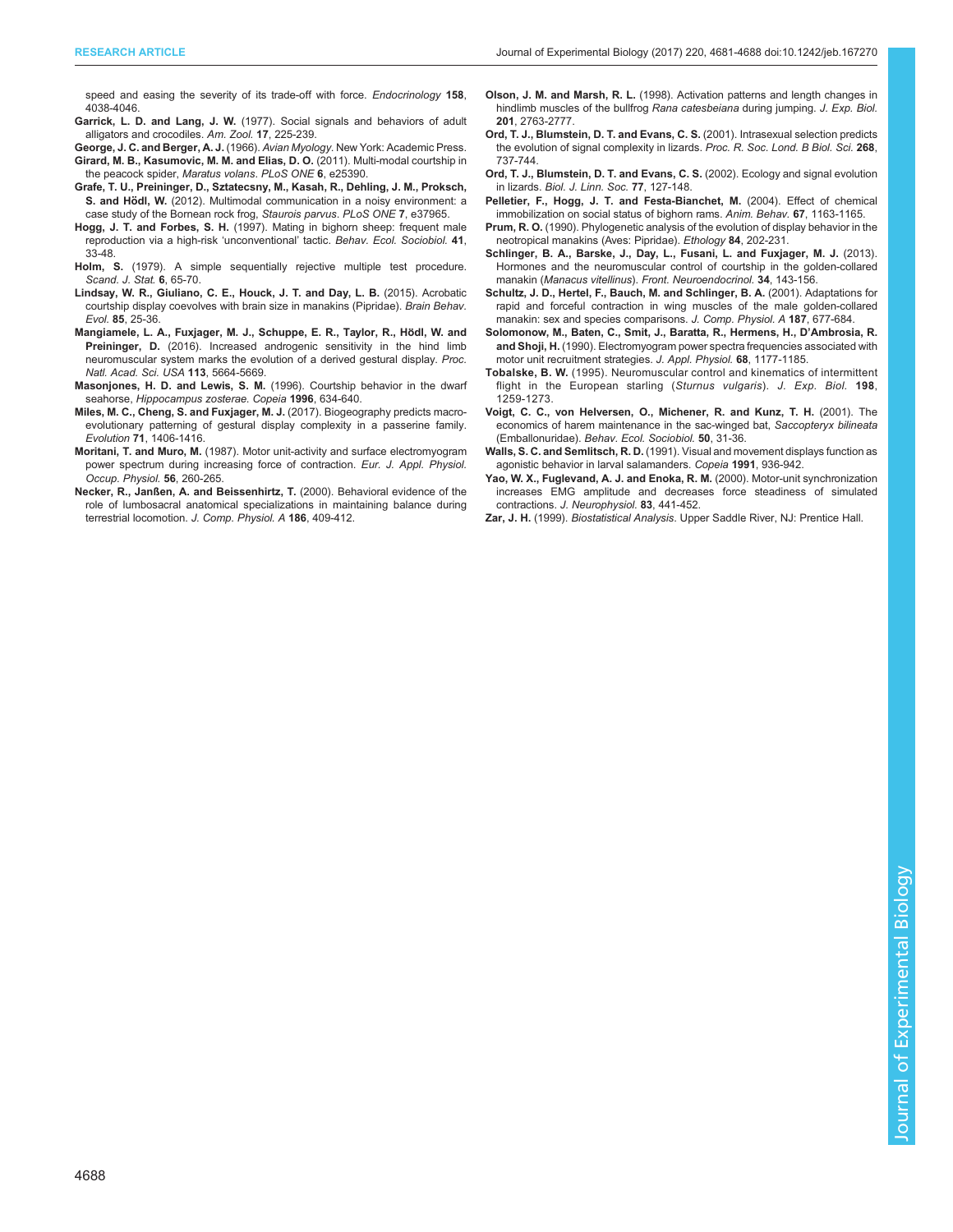speed and easing the severity of its trade-off with force. *Endocrinology* **158**, 4038-4046.

**Garrick, L. D. and Lang, J. W.** (1977). Social signals and behaviors of adult alligators and crocodiles. *Am. Zool.* **17**, 225-239.

**George, J. C. and Berger, A. J.** (1966). *Avian Myology*. New York: Academic Press.

**Girard, M. B., Kasumovic, M. M. and Elias, D. O.** (2011). Multi-modal courtship in the peacock spider, *Maratus volans*. *PLoS ONE* **6**, e25390.

**Grafe, T. U., Preininger, D., Sztatecsny, M., Kasah, R., Dehling, J. M., Proksch, S. and Hödl, W.** (2012). Multimodal communication in a noisy environment: a case study of the Bornean rock frog, *Staurois parvus*. *PLoS ONE* **7**, e37965.

**Hogg, J. T. and Forbes, S. H.** (1997). Mating in bighorn sheep: frequent male reproduction via a high-risk 'unconventional' tactic. *Behav. Ecol. Sociobiol.* **41**, 33-48.

**Holm, S.** (1979). A simple sequentially rejective multiple test procedure. *Scand. J. Stat.* **6**, 65-70.

**Lindsay, W. R., Giuliano, C. E., Houck, J. T. and Day, L. B.** (2015). Acrobatic courtship display coevolves with brain size in manakins (Pipridae). *Brain Behav. Evol.* **85**, 25-36.

**Mangiamele, L. A., Fuxjager, M. J., Schuppe, E. R., Taylor, R., Hödl, W. and Preininger, D.** (2016). Increased androgenic sensitivity in the hind limb neuromuscular system marks the evolution of a derived gestural display. *Proc. Natl. Acad. Sci. USA* **113**, 5664-5669.

**Masonjones, H. D. and Lewis, S. M.** (1996). Courtship behavior in the dwarf seahorse, *Hippocampus zosterae*. *Copeia* **1996**, 634-640.

**Miles, M. C., Cheng, S. and Fuxjager, M. J.** (2017). Biogeography predicts macro-evolutionary patterning of gestural display complexity in a passerine family. *Evolution* **71**, 1406-1416.

**Moritani, T. and Muro, M.** (1987). Motor unit-activity and surface electromyogram power spectrum during increasing force of contraction. *Eur. J. Appl. Physiol. Occup. Physiol.* **56**, 260-265.

**Necker, R., Janßen, A. and Beissenhirtz, T.** (2000). Behavioral evidence of the role of lumbosacral anatomical specializations in maintaining balance during terrestrial locomotion. *J. Comp. Physiol. A* **186**, 409-412.

**Olson, J. M. and Marsh, R. L.** (1998). Activation patterns and length changes in hindlimb muscles of the bullfrog *Rana catesbeiana* during jumping. *J. Exp. Biol.* **201**, 2763-2777.

**Ord, T. J., Blumstein, D. T. and Evans, C. S.** (2001). Intrasexual selection predicts the evolution of signal complexity in lizards. *Proc. R. Soc. Lond. B Biol. Sci.* **268**, 737-744.

**Ord, T. J., Blumstein, D. T. and Evans, C. S.** (2002). Ecology and signal evolution in lizards. *Biol. J. Linn. Soc.* **77**, 127-148.

**Pelletier, F., Hogg, J. T. and Festa-Bianchet, M.** (2004). Effect of chemical immobilization on social status of bighorn rams. *Anim. Behav.* **67**, 1163-1165.

**Prum, R. O.** (1990). Phylogenetic analysis of the evolution of display behavior in the neotropical manakins (Aves: Pipridae). *Ethology* **84**, 202-231.

**Schlinger, B. A., Barske, J., Day, L., Fusani, L. and Fuxjager, M. J.** (2013). Hormones and the neuromuscular control of courtship in the golden-collared manakin (*Manacus vitellinus*). *Front. Neuroendocrinol.* **34**, 143-156.

**Schultz, J. D., Hertel, F., Bauch, M. and Schlinger, B. A.** (2001). Adaptations for rapid and forceful contraction in wing muscles of the male golden-collared manakin: sex and species comparisons. *J. Comp. Physiol. A* **187**, 677-684.

**Solomonow, M., Baten, C., Smit, J., Baratta, R., Hermens, H., D'Ambrosia, R. and Shoji, H.** (1990). Electromyogram power spectra frequencies associated with motor unit recruitment strategies. *J. Appl. Physiol.* **68**, 1177-1185.

**Tobalske, B. W.** (1995). Neuromuscular control and kinematics of intermittent flight in the European starling (*Sturnus vulgaris*). *J. Exp. Biol.* **198**, 1259-1273.

**Voigt, C. C., von Helversen, O., Michener, R. and Kunz, T. H.** (2001). The economics of harem maintenance in the sac-winged bat, *Saccopteryx bilineata* (Emballonuridae). *Behav. Ecol. Sociobiol.* **50**, 31-36.

**Walls, S. C. and Semlitsch, R. D.** (1991). Visual and movement displays function as agonistic behavior in larval salamanders. *Copeia* **1991**, 936-942.

**Yao, W. X., Fuglevand, A. J. and Enoka, R. M.** (2000). Motor-unit synchronization increases EMG amplitude and decreases force steadiness of simulated contractions. *J. Neurophysiol.* **83**, 441-452.

**Zar, J. H.** (1999). *Biostatistical Analysis*. Upper Saddle River, NJ: Prentice Hall.